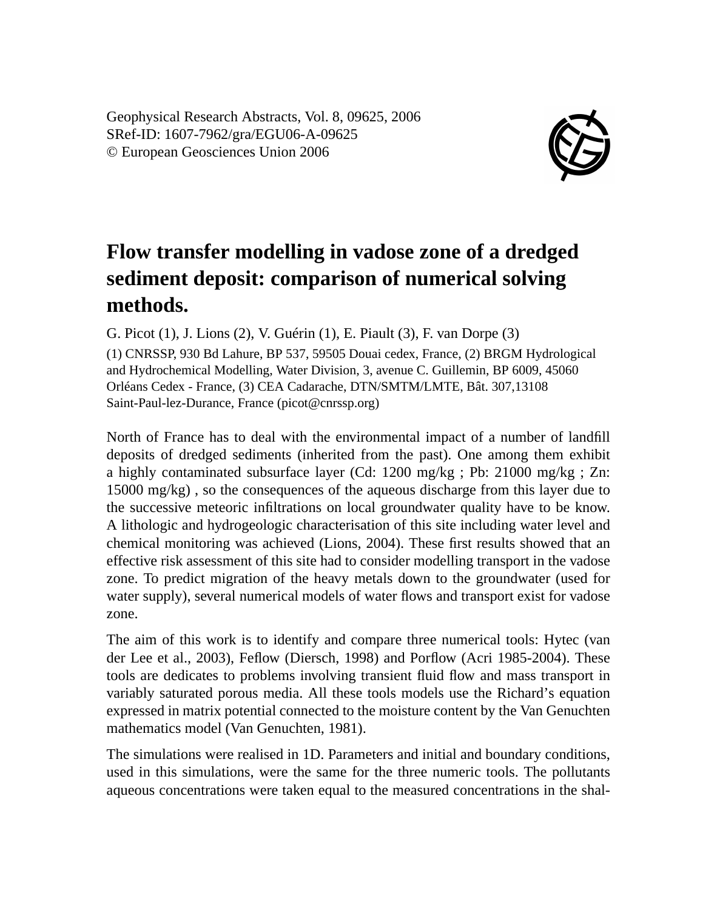Geophysical Research Abstracts, Vol. 8, 09625, 2006
SRef-ID: 1607-7962/gra/EGU06-A-09625
© European Geosciences Union 2006

# Flow transfer modelling in vadose zone of a dredged sediment deposit: comparison of numerical solving methods.

G. Picot (1), J. Lions (2), V. Guérin (1), E. Piault (3), F. van Dorpe (3)

(1) CNRSSP, 930 Bd Lahure, BP 537, 59505 Douai cedex, France, (2) BRGM Hydrological and Hydrochemical Modelling, Water Division, 3, avenue C. Guillemin, BP 6009, 45060 Orléans Cedex - France, (3) CEA Cadarache, DTN/SMTM/LMTE, Bât. 307,13108 Saint-Paul-lez-Durance, France (picot@cnrssp.org)

North of France has to deal with the environmental impact of a number of landfill deposits of dredged sediments (inherited from the past). One among them exhibit a highly contaminated subsurface layer (Cd: 1200 mg/kg ; Pb: 21000 mg/kg ; Zn: 15000 mg/kg) , so the consequences of the aqueous discharge from this layer due to the successive meteoric infiltrations on local groundwater quality have to be know. A lithologic and hydrogeologic characterisation of this site including water level and chemical monitoring was achieved (Lions, 2004). These first results showed that an effective risk assessment of this site had to consider modelling transport in the vadose zone. To predict migration of the heavy metals down to the groundwater (used for water supply), several numerical models of water flows and transport exist for vadose zone.

The aim of this work is to identify and compare three numerical tools: Hytec (van der Lee et al., 2003), Feflow (Diersch, 1998) and Porflow (Acri 1985-2004). These tools are dedicates to problems involving transient fluid flow and mass transport in variably saturated porous media. All these tools models use the Richard's equation expressed in matrix potential connected to the moisture content by the Van Genuchten mathematics model (Van Genuchten, 1981).

The simulations were realised in 1D. Parameters and initial and boundary conditions, used in this simulations, were the same for the three numeric tools. The pollutants aqueous concentrations were taken equal to the measured concentrations in the shal-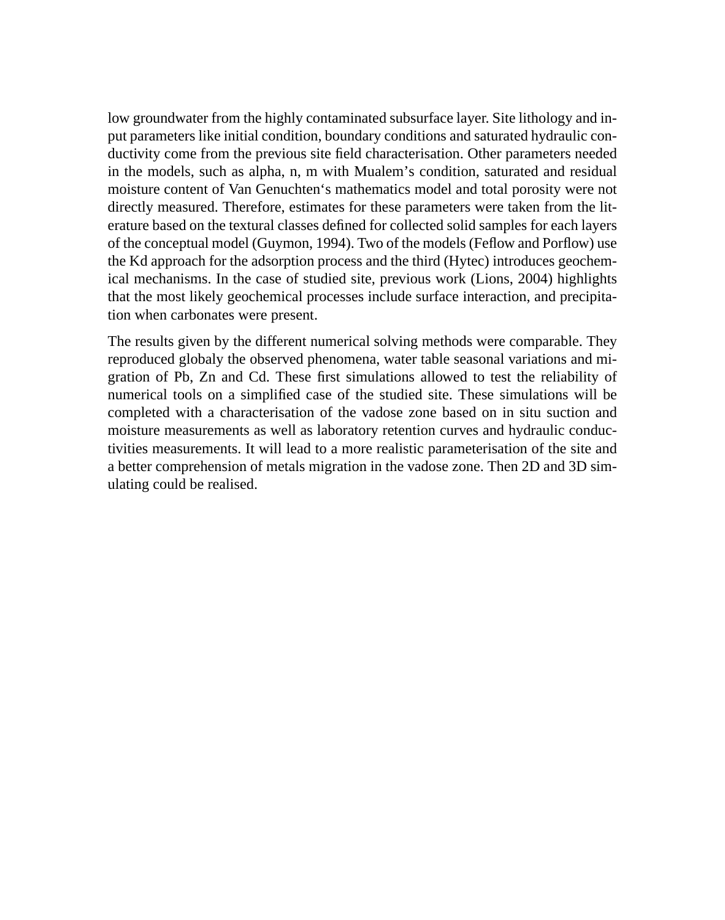low groundwater from the highly contaminated subsurface layer. Site lithology and input parameters like initial condition, boundary conditions and saturated hydraulic conductivity come from the previous site field characterisation. Other parameters needed in the models, such as alpha, n, m with Mualem's condition, saturated and residual moisture content of Van Genuchten's mathematics model and total porosity were not directly measured. Therefore, estimates for these parameters were taken from the literature based on the textural classes defined for collected solid samples for each layers of the conceptual model (Guymon, 1994). Two of the models (Feflow and Porflow) use the Kd approach for the adsorption process and the third (Hytec) introduces geochemical mechanisms. In the case of studied site, previous work (Lions, 2004) highlights that the most likely geochemical processes include surface interaction, and precipitation when carbonates were present.

The results given by the different numerical solving methods were comparable. They reproduced globaly the observed phenomena, water table seasonal variations and migration of Pb, Zn and Cd. These first simulations allowed to test the reliability of numerical tools on a simplified case of the studied site. These simulations will be completed with a characterisation of the vadose zone based on in situ suction and moisture measurements as well as laboratory retention curves and hydraulic conductivities measurements. It will lead to a more realistic parameterisation of the site and a better comprehension of metals migration in the vadose zone. Then 2D and 3D simulating could be realised.